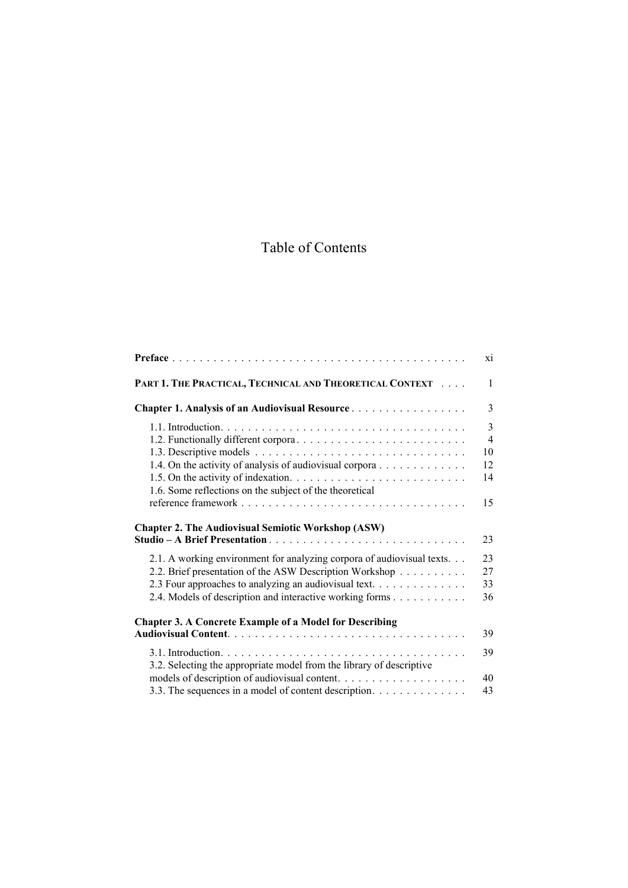# Table of Contents

| | |
|---|---|
| **Preface** | xi |
| **PART 1. THE PRACTICAL, TECHNICAL AND THEORETICAL CONTEXT** | 1 |
| **Chapter 1. Analysis of an Audiovisual Resource** | 3 |
| 1.1. Introduction | 3 |
| 1.2. Functionally different corpora | 4 |
| 1.3. Descriptive models | 10 |
| 1.4. On the activity of analysis of audiovisual corpora | 12 |
| 1.5. On the activity of indexation | 14 |
| 1.6. Some reflections on the subject of the theoretical reference framework | 15 |
| **Chapter 2. The Audiovisual Semiotic Workshop (ASW) Studio – A Brief Presentation** | 23 |
| 2.1. A working environment for analyzing corpora of audiovisual texts | 23 |
| 2.2. Brief presentation of the ASW Description Workshop | 27 |
| 2.3 Four approaches to analyzing an audiovisual text | 33 |
| 2.4. Models of description and interactive working forms | 36 |
| **Chapter 3. A Concrete Example of a Model for Describing Audiovisual Content** | 39 |
| 3.1. Introduction | 39 |
| 3.2. Selecting the appropriate model from the library of descriptive models of description of audiovisual content | 40 |
| 3.3. The sequences in a model of content description | 43 |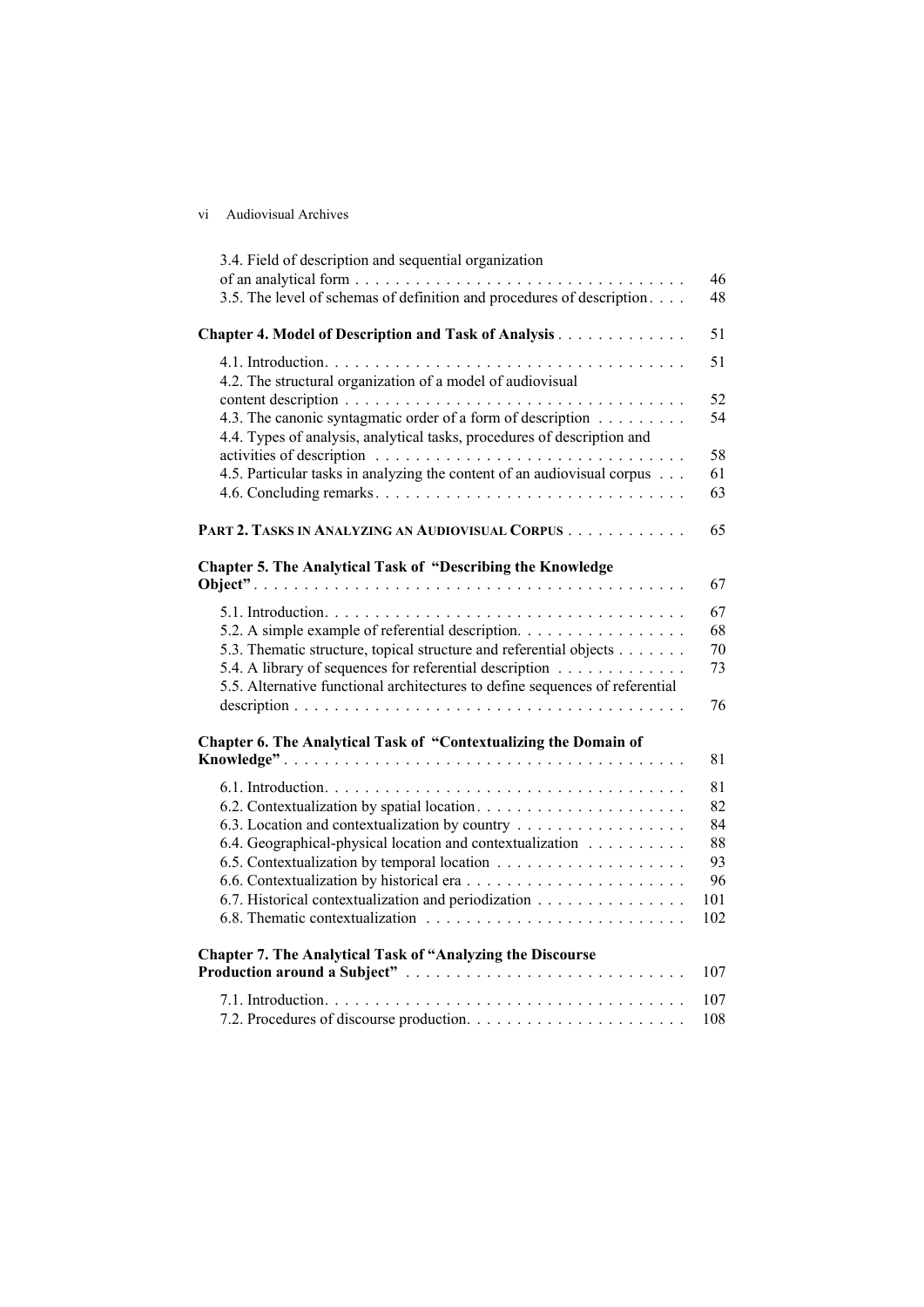3.4. Field of description and sequential organization of an analytical form . . . . . . . . . . 46
3.5. The level of schemas of definition and procedures of description . . . . 48

**Chapter 4. Model of Description and Task of Analysis** . . . . . . . . . . 51

4.1. Introduction . . . . . . . . . . 51
4.2. The structural organization of a model of audiovisual content description . . . . . . . . . . 52
4.3. The canonic syntagmatic order of a form of description . . . . . . . . . . 54
4.4. Types of analysis, analytical tasks, procedures of description and activities of description . . . . . . . . . . 58
4.5. Particular tasks in analyzing the content of an audiovisual corpus . . . 61
4.6. Concluding remarks . . . . . . . . . . 63

**PART 2. TASKS IN ANALYZING AN AUDIOVISUAL CORPUS** . . . . . . . . . . 65

**Chapter 5. The Analytical Task of "Describing the Knowledge Object"** . . . . . . . . . . 67

5.1. Introduction . . . . . . . . . . 67
5.2. A simple example of referential description . . . . . . . . . . 68
5.3. Thematic structure, topical structure and referential objects . . . . . . . 70
5.4. A library of sequences for referential description . . . . . . . . . . 73
5.5. Alternative functional architectures to define sequences of referential description . . . . . . . . . . 76

**Chapter 6. The Analytical Task of "Contextualizing the Domain of Knowledge"** . . . . . . . . . . 81

6.1. Introduction . . . . . . . . . . 81
6.2. Contextualization by spatial location . . . . . . . . . . 82
6.3. Location and contextualization by country . . . . . . . . . . 84
6.4. Geographical-physical location and contextualization . . . . . . . . . . 88
6.5. Contextualization by temporal location . . . . . . . . . . 93
6.6. Contextualization by historical era . . . . . . . . . . 96
6.7. Historical contextualization and periodization . . . . . . . . . . 101
6.8. Thematic contextualization . . . . . . . . . . 102

**Chapter 7. The Analytical Task of "Analyzing the Discourse Production around a Subject"** . . . . . . . . . . 107

7.1. Introduction . . . . . . . . . . 107
7.2. Procedures of discourse production . . . . . . . . . . 108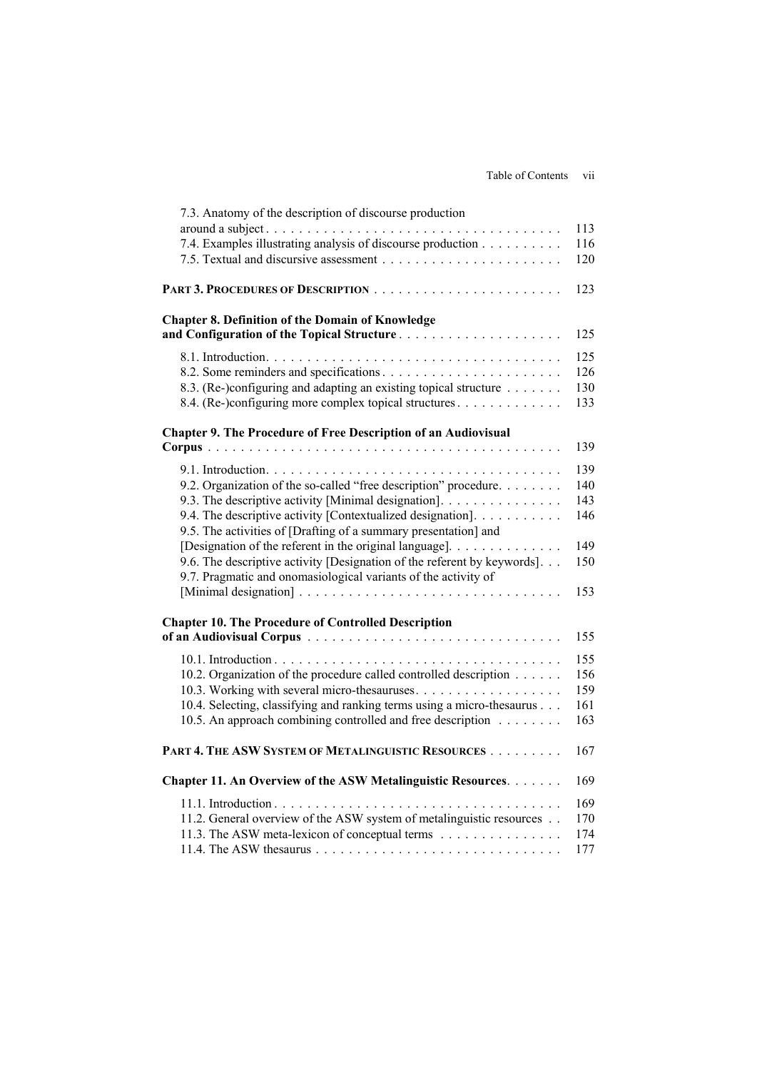7.3. Anatomy of the description of discourse production around a subject . . . . . . . . . . 113
7.4. Examples illustrating analysis of discourse production . . . . . . . . . . 116
7.5. Textual and discursive assessment . . . . . . . . . . 120

**PART 3. PROCEDURES OF DESCRIPTION** . . . . . . . . . . 123

**Chapter 8. Definition of the Domain of Knowledge and Configuration of the Topical Structure** . . . . . . . . . . 125

8.1. Introduction. . . . . . . . . . 125
8.2. Some reminders and specifications . . . . . . . . . . 126
8.3. (Re-)configuring and adapting an existing topical structure . . . . . . . . . . 130
8.4. (Re-)configuring more complex topical structures . . . . . . . . . . 133

**Chapter 9. The Procedure of Free Description of an Audiovisual Corpus** . . . . . . . . . . 139

9.1. Introduction. . . . . . . . . . 139
9.2. Organization of the so-called "free description" procedure. . . . . . . . . . 140
9.3. The descriptive activity [Minimal designation]. . . . . . . . . . 143
9.4. The descriptive activity [Contextualized designation]. . . . . . . . . . 146
9.5. The activities of [Drafting of a summary presentation] and [Designation of the referent in the original language]. . . . . . . . . . 149
9.6. The descriptive activity [Designation of the referent by keywords]. . . 150
9.7. Pragmatic and onomasiological variants of the activity of [Minimal designation] . . . . . . . . . . 153

**Chapter 10. The Procedure of Controlled Description of an Audiovisual Corpus** . . . . . . . . . . 155

10.1. Introduction . . . . . . . . . . 155
10.2. Organization of the procedure called controlled description . . . . . . 156
10.3. Working with several micro-thesauruses. . . . . . . . . . 159
10.4. Selecting, classifying and ranking terms using a micro-thesaurus . . . 161
10.5. An approach combining controlled and free description . . . . . . . . 163

**PART 4. THE ASW SYSTEM OF METALINGUISTIC RESOURCES** . . . . . . . . . 167

**Chapter 11. An Overview of the ASW Metalinguistic Resources**. . . . . . . 169

11.1. Introduction . . . . . . . . . . 169
11.2. General overview of the ASW system of metalinguistic resources . . 170
11.3. The ASW meta-lexicon of conceptual terms . . . . . . . . . . 174
11.4. The ASW thesaurus . . . . . . . . . . 177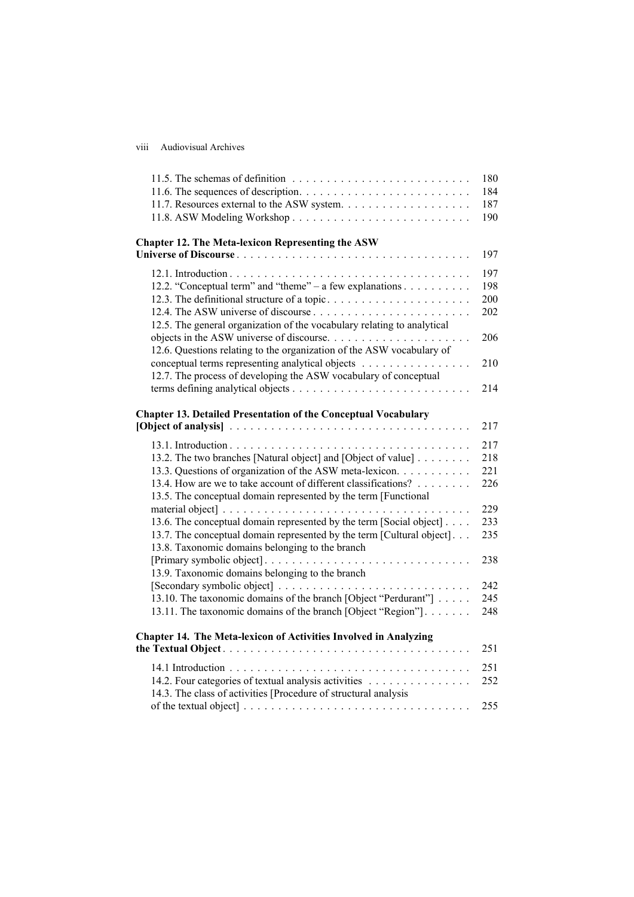11.5. The schemas of definition . . . . . . . . . . . . . . . . . . . . . . . . . . 180
11.6. The sequences of description. . . . . . . . . . . . . . . . . . . . . . . . . 184
11.7. Resources external to the ASW system. . . . . . . . . . . . . . . . . . . 187
11.8. ASW Modeling Workshop . . . . . . . . . . . . . . . . . . . . . . . . . . 190

**Chapter 12. The Meta-lexicon Representing the ASW Universe of Discourse** . . . . . . . . . . . . . . . . . . . . . . . . . . . . . . . . . 197

12.1. Introduction . . . . . . . . . . . . . . . . . . . . . . . . . . . . . . . . . . 197
12.2. “Conceptual term” and “theme” – a few explanations . . . . . . . . . . 198
12.3. The definitional structure of a topic . . . . . . . . . . . . . . . . . . . . . 200
12.4. The ASW universe of discourse . . . . . . . . . . . . . . . . . . . . . . . 202
12.5. The general organization of the vocabulary relating to analytical objects in the ASW universe of discourse. . . . . . . . . . . . . . . . . . . . . 206
12.6. Questions relating to the organization of the ASW vocabulary of conceptual terms representing analytical objects . . . . . . . . . . . . . . . . 210
12.7. The process of developing the ASW vocabulary of conceptual terms defining analytical objects . . . . . . . . . . . . . . . . . . . . . . . . . . 214

**Chapter 13. Detailed Presentation of the Conceptual Vocabulary [Object of analysis]** . . . . . . . . . . . . . . . . . . . . . . . . . . . . . . . . . . 217

13.1. Introduction . . . . . . . . . . . . . . . . . . . . . . . . . . . . . . . . . . 217
13.2. The two branches [Natural object] and [Object of value] . . . . . . . . 218
13.3. Questions of organization of the ASW meta-lexicon. . . . . . . . . . . 221
13.4. How are we to take account of different classifications? . . . . . . . . 226
13.5. The conceptual domain represented by the term [Functional material object] . . . . . . . . . . . . . . . . . . . . . . . . . . . . . . . . . . . . 229
13.6. The conceptual domain represented by the term [Social object] . . . . 233
13.7. The conceptual domain represented by the term [Cultural object] . . . 235
13.8. Taxonomic domains belonging to the branch [Primary symbolic object] . . . . . . . . . . . . . . . . . . . . . . . . . . . . . . 238
13.9. Taxonomic domains belonging to the branch [Secondary symbolic object] . . . . . . . . . . . . . . . . . . . . . . . . . . . . 242
13.10. The taxonomic domains of the branch [Object “Perdurant”] . . . . . 245
13.11. The taxonomic domains of the branch [Object “Region”] . . . . . . . 248

**Chapter 14. The Meta-lexicon of Activities Involved in Analyzing the Textual Object** . . . . . . . . . . . . . . . . . . . . . . . . . . . . . . . . . . . . 251

14.1 Introduction . . . . . . . . . . . . . . . . . . . . . . . . . . . . . . . . . . 251
14.2. Four categories of textual analysis activities . . . . . . . . . . . . . . . 252
14.3. The class of activities [Procedure of structural analysis of the textual object] . . . . . . . . . . . . . . . . . . . . . . . . . . . . . . . . . 255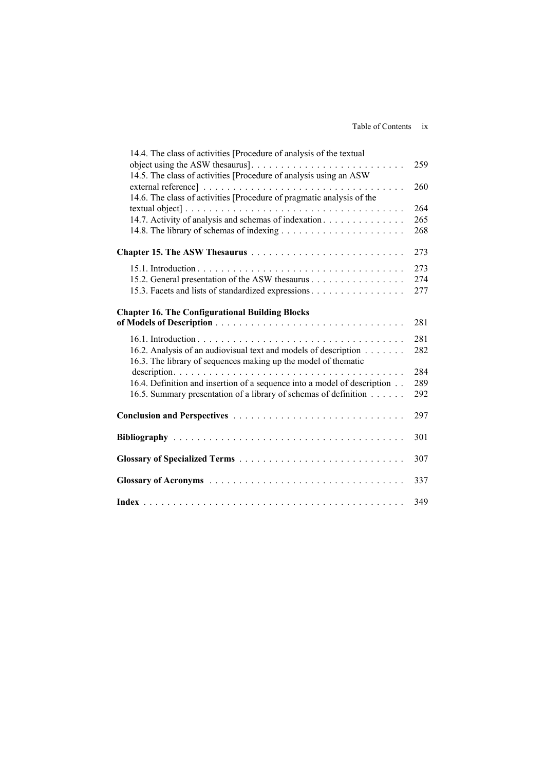14.4. The class of activities [Procedure of analysis of the textual object using the ASW thesaurus] . . . . . . . . . . 259
14.5. The class of activities [Procedure of analysis using an ASW external reference] . . . . . . . . . . 260
14.6. The class of activities [Procedure of pragmatic analysis of the textual object] . . . . . . . . . . 264
14.7. Activity of analysis and schemas of indexation . . . . . . . . . . 265
14.8. The library of schemas of indexing . . . . . . . . . . 268

**Chapter 15. The ASW Thesaurus** . . . . . . . . . . 273

15.1. Introduction . . . . . . . . . . 273
15.2. General presentation of the ASW thesaurus . . . . . . . . . . 274
15.3. Facets and lists of standardized expressions . . . . . . . . . . 277

**Chapter 16. The Configurational Building Blocks of Models of Description** . . . . . . . . . . 281

16.1. Introduction . . . . . . . . . . 281
16.2. Analysis of an audiovisual text and models of description . . . . . . . . . . 282
16.3. The library of sequences making up the model of thematic description . . . . . . . . . . 284
16.4. Definition and insertion of a sequence into a model of description . . . . . . . . . . 289
16.5. Summary presentation of a library of schemas of definition . . . . . . . . . . 292

**Conclusion and Perspectives** . . . . . . . . . . 297

**Bibliography** . . . . . . . . . . 301

**Glossary of Specialized Terms** . . . . . . . . . . 307

**Glossary of Acronyms** . . . . . . . . . . 337

**Index** . . . . . . . . . . 349